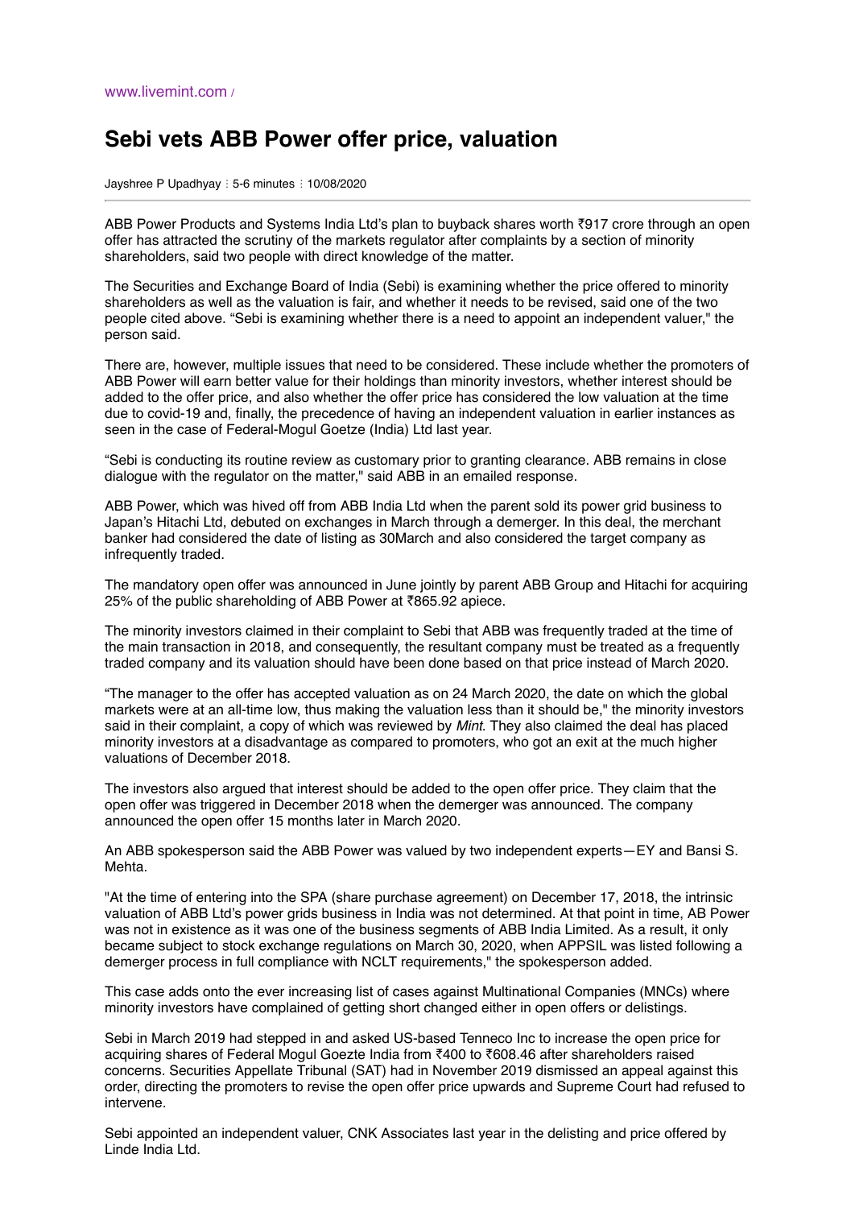www.livemint.com /

# Sebi vets ABB Power offer price, valuation

Jayshree P Upadhyay ⋮ 5-6 minutes ⋮ 10/08/2020

ABB Power Products and Systems India Ltd's plan to buyback shares worth ₹917 crore through an open offer has attracted the scrutiny of the markets regulator after complaints by a section of minority shareholders, said two people with direct knowledge of the matter.

The Securities and Exchange Board of India (Sebi) is examining whether the price offered to minority shareholders as well as the valuation is fair, and whether it needs to be revised, said one of the two people cited above. "Sebi is examining whether there is a need to appoint an independent valuer," the person said.

There are, however, multiple issues that need to be considered. These include whether the promoters of ABB Power will earn better value for their holdings than minority investors, whether interest should be added to the offer price, and also whether the offer price has considered the low valuation at the time due to covid-19 and, finally, the precedence of having an independent valuation in earlier instances as seen in the case of Federal-Mogul Goetze (India) Ltd last year.

"Sebi is conducting its routine review as customary prior to granting clearance. ABB remains in close dialogue with the regulator on the matter," said ABB in an emailed response.

ABB Power, which was hived off from ABB India Ltd when the parent sold its power grid business to Japan's Hitachi Ltd, debuted on exchanges in March through a demerger. In this deal, the merchant banker had considered the date of listing as 30March and also considered the target company as infrequently traded.

The mandatory open offer was announced in June jointly by parent ABB Group and Hitachi for acquiring 25% of the public shareholding of ABB Power at ₹865.92 apiece.

The minority investors claimed in their complaint to Sebi that ABB was frequently traded at the time of the main transaction in 2018, and consequently, the resultant company must be treated as a frequently traded company and its valuation should have been done based on that price instead of March 2020.

"The manager to the offer has accepted valuation as on 24 March 2020, the date on which the global markets were at an all-time low, thus making the valuation less than it should be," the minority investors said in their complaint, a copy of which was reviewed by *Mint*. They also claimed the deal has placed minority investors at a disadvantage as compared to promoters, who got an exit at the much higher valuations of December 2018.

The investors also argued that interest should be added to the open offer price. They claim that the open offer was triggered in December 2018 when the demerger was announced. The company announced the open offer 15 months later in March 2020.

An ABB spokesperson said the ABB Power was valued by two independent experts—EY and Bansi S. Mehta.

"At the time of entering into the SPA (share purchase agreement) on December 17, 2018, the intrinsic valuation of ABB Ltd's power grids business in India was not determined. At that point in time, AB Power was not in existence as it was one of the business segments of ABB India Limited. As a result, it only became subject to stock exchange regulations on March 30, 2020, when APPSIL was listed following a demerger process in full compliance with NCLT requirements," the spokesperson added.

This case adds onto the ever increasing list of cases against Multinational Companies (MNCs) where minority investors have complained of getting short changed either in open offers or delistings.

Sebi in March 2019 had stepped in and asked US-based Tenneco Inc to increase the open price for acquiring shares of Federal Mogul Goezte India from ₹400 to ₹608.46 after shareholders raised concerns. Securities Appellate Tribunal (SAT) had in November 2019 dismissed an appeal against this order, directing the promoters to revise the open offer price upwards and Supreme Court had refused to intervene.

Sebi appointed an independent valuer, CNK Associates last year in the delisting and price offered by Linde India Ltd.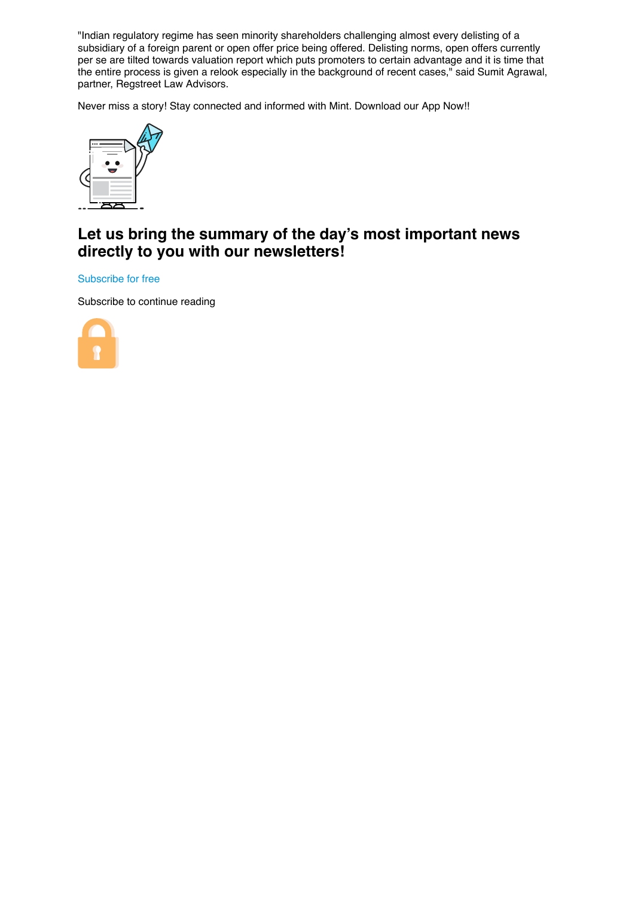"Indian regulatory regime has seen minority shareholders challenging almost every delisting of a subsidiary of a foreign parent or open offer price being offered. Delisting norms, open offers currently per se are tilted towards valuation report which puts promoters to certain advantage and it is time that the entire process is given a relook especially in the background of recent cases," said Sumit Agrawal, partner, Regstreet Law Advisors.

Never miss a story! Stay connected and informed with Mint. Download our App Now!!

## Let us bring the summary of the day's most important news directly to you with our newsletters!

Subscribe for free

Subscribe to continue reading